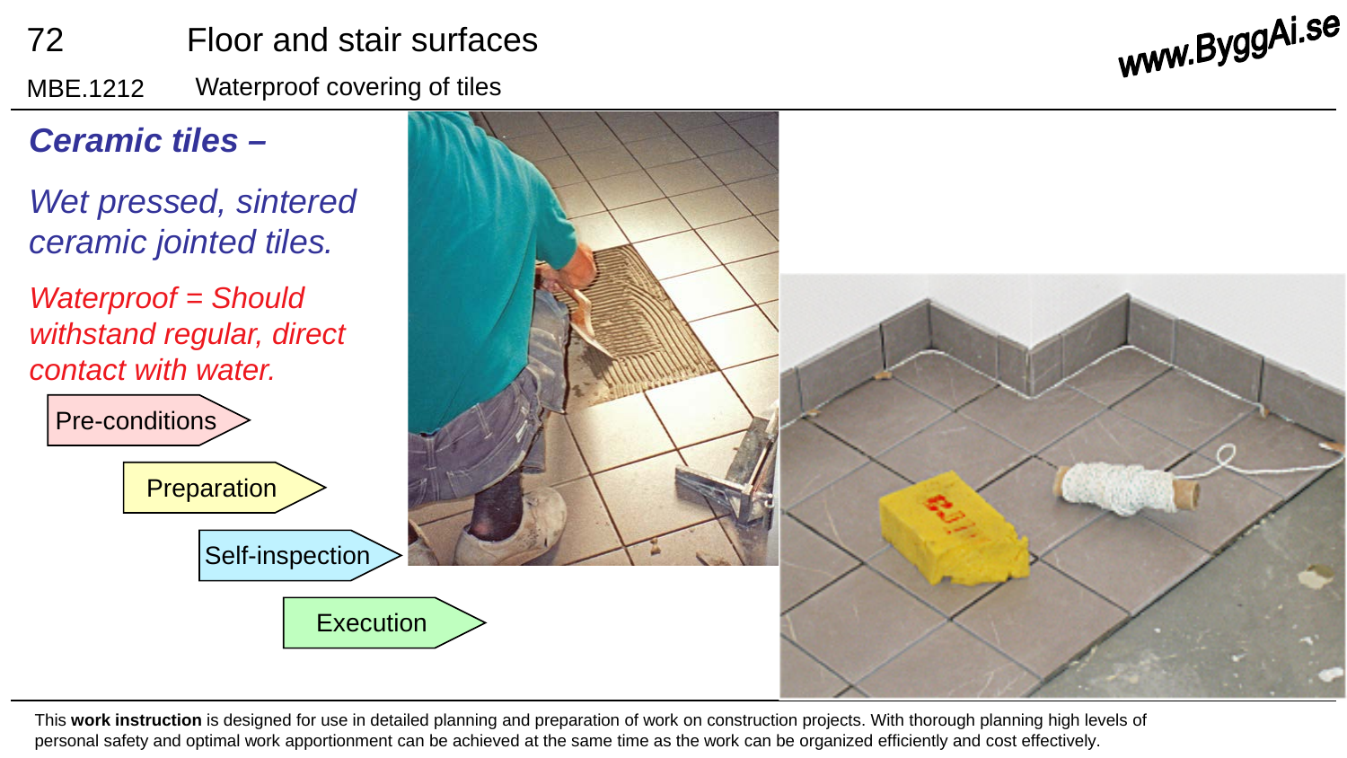# Floor and stair surfaces

## MBE.1212 Waterproof covering of tiles

### *Ceramic tiles –*

*Wet pressed, sintered ceramic jointed tiles.*

*Waterproof = Should withstand regular, direct contact with water.*

- Pre-conditions
- Preparation
- Self-inspection
- Execution

This **work instruction** is designed for use in detailed planning and preparation of work on construction projects. With thorough planning high levels of personal safety and optimal work apportionment can be achieved at the same time as the work can be organized efficiently and cost effectively.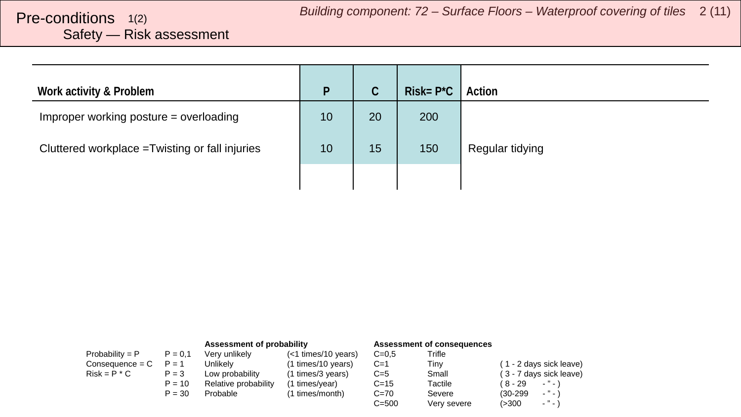# Pre-conditions 1(2)

## Safety — Risk assessment

Building component: 72 – Surface Floors – Waterproof covering of tiles

| Work activity & Problem | P | C | Risk= P*C | Action |
|---|---|---|---|---|
| Improper working posture = overloading | 10 | 20 | 200 | |
| Cluttered workplace =Twisting or fall injuries | 10 | 15 | 150 | Regular tidying |
| | | | | |

| | | Assessment of probability | | Assessment of consequences | | |
|---|---|---|---|---|---|---|
| Probability = P | P = 0,1 | Very unlikely | (<1 times/10 years) | C=0,5 | Trifle | |
| Consequence = C | P = 1 | Unlikely | (1 times/10 years) | C=1 | Tiny | ( 1 - 2 days sick leave) |
| Risk = P * C | P = 3 | Low probability | (1 times/3 years) | C=5 | Small | ( 3 - 7 days sick leave) |
| | P = 10 | Relative probability | (1 times/year) | C=15 | Tactile | ( 8 - 29 - ” - ) |
| | P = 30 | Probable | (1 times/month) | C=70 | Severe | (30-299 - ” - ) |
| | | | | C=500 | Very severe | (>300 - ” - ) |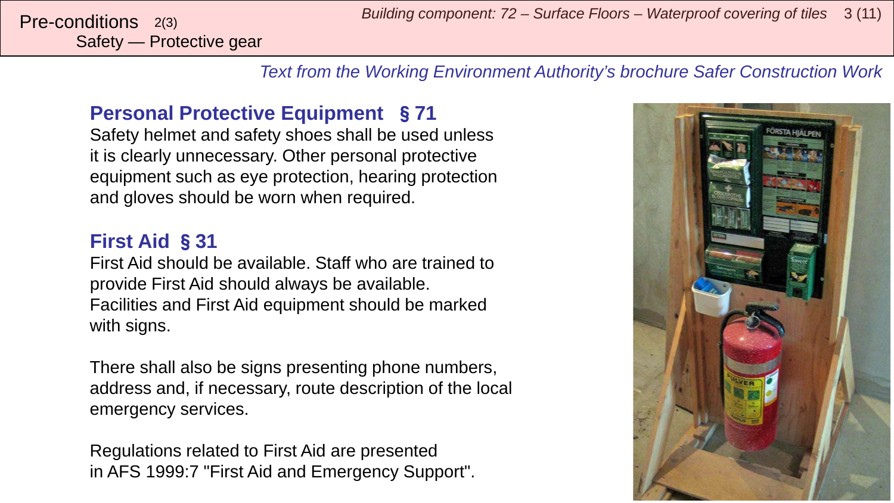Pre-conditions 2(3)
Safety — Protective gear

*Text from the Working Environment Authority's brochure Safer Construction Work*

## Personal Protective Equipment § 71

Safety helmet and safety shoes shall be used unless it is clearly unnecessary. Other personal protective equipment such as eye protection, hearing protection and gloves should be worn when required.

## First Aid § 31

First Aid should be available. Staff who are trained to provide First Aid should always be available. Facilities and First Aid equipment should be marked with signs.

There shall also be signs presenting phone numbers, address and, if necessary, route description of the local emergency services.

Regulations related to First Aid are presented in AFS 1999:7 "First Aid and Emergency Support".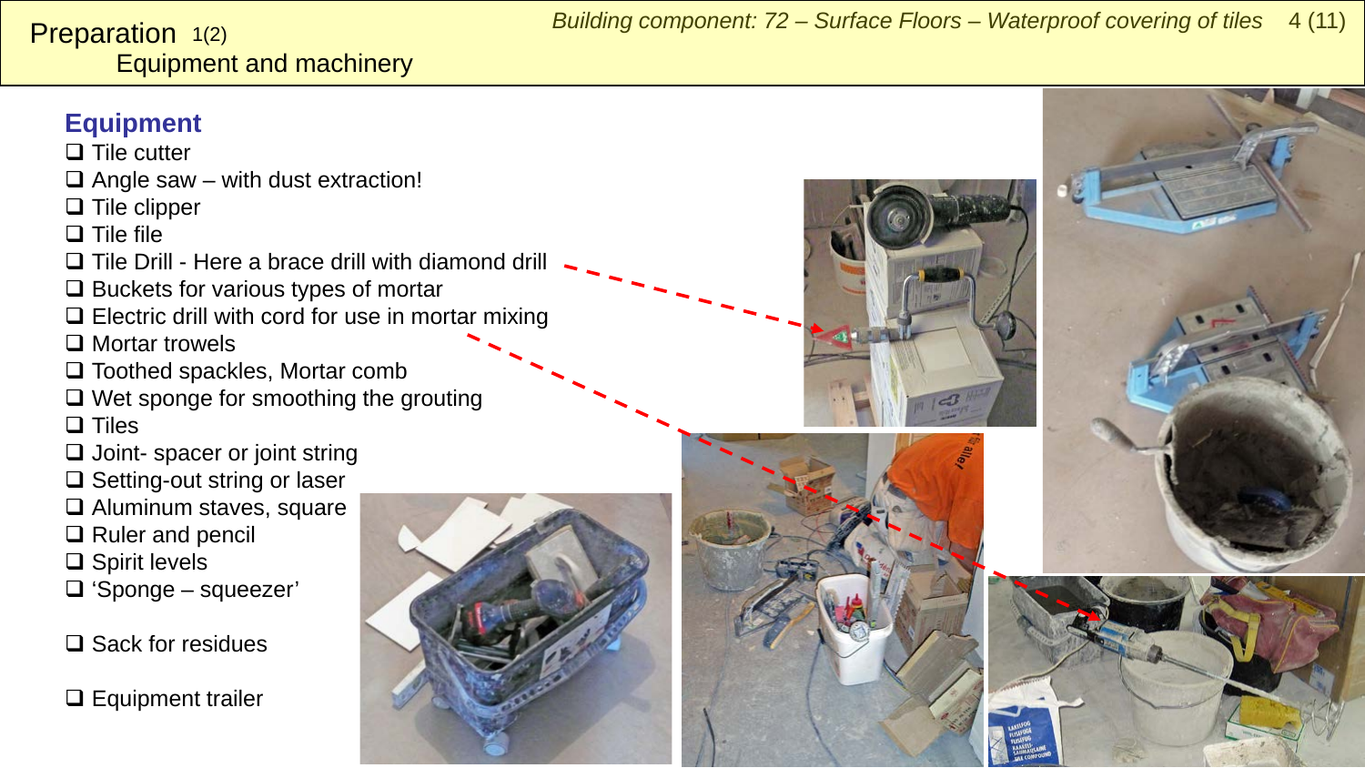# Preparation 1(2)

## Equipment and machinery

### Equipment

- ❑ Tile cutter
- ❑ Angle saw – with dust extraction!
- ❑ Tile clipper
- ❑ Tile file
- ❑ Tile Drill - Here a brace drill with diamond drill
- ❑ Buckets for various types of mortar
- ❑ Electric drill with cord for use in mortar mixing
- ❑ Mortar trowels
- ❑ Toothed spackles, Mortar comb
- ❑ Wet sponge for smoothing the grouting
- ❑ Tiles
- ❑ Joint- spacer or joint string
- ❑ Setting-out string or laser
- ❑ Aluminum staves, square
- ❑ Ruler and pencil
- ❑ Spirit levels
- ❑ 'Sponge – squeezer'
- ❑ Sack for residues
- ❑ Equipment trailer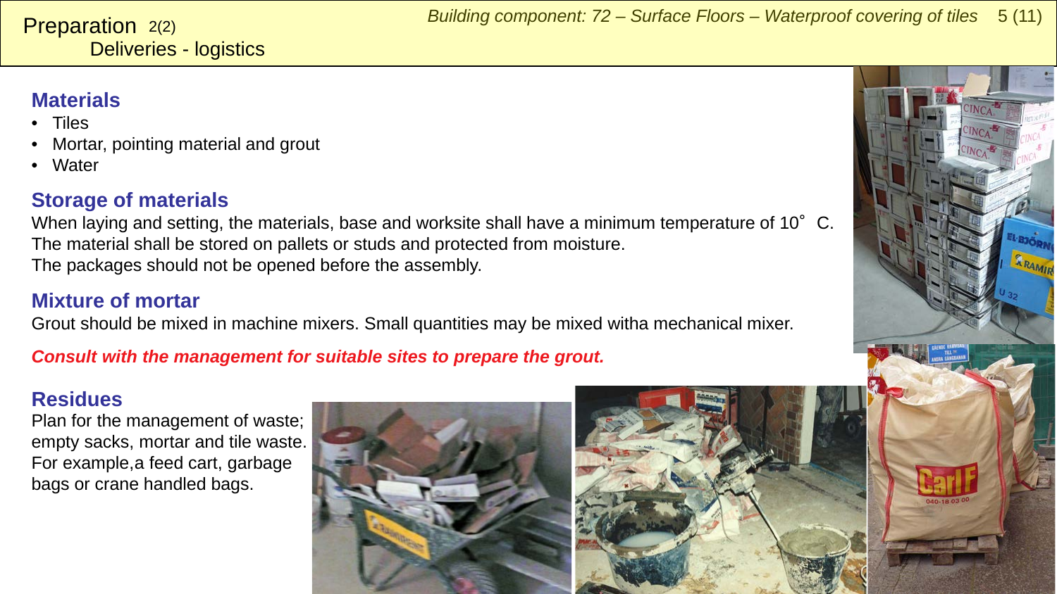# Preparation 2(2)

## Deliveries - logistics

### Materials

- Tiles
- Mortar, pointing material and grout
- Water

### Storage of materials

When laying and setting, the materials, base and worksite shall have a minimum temperature of 10˚ C.
The material shall be stored on pallets or studs and protected from moisture.
The packages should not be opened before the assembly.

### Mixture of mortar

Grout should be mixed in machine mixers. Small quantities may be mixed witha mechanical mixer.

***Consult with the management for suitable sites to prepare the grout.***

### Residues

Plan for the management of waste; empty sacks, mortar and tile waste. For example,a feed cart, garbage bags or crane handled bags.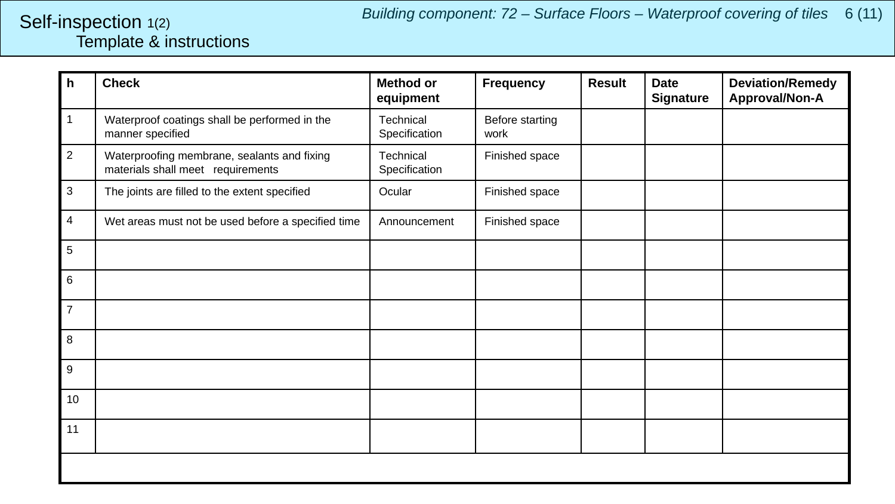# Self-inspection 1(2)

## Template & instructions

*Building component: 72 – Surface Floors – Waterproof covering of tiles*

| h | Check | Method or equipment | Frequency | Result | Date Signature | Deviation/Remedy Approval/Non-A |
|---|---|---|---|---|---|---|
| 1 | Waterproof coatings shall be performed in the manner specified | Technical Specification | Before starting work | | | |
| 2 | Waterproofing membrane, sealants and fixing materials shall meet requirements | Technical Specification | Finished space | | | |
| 3 | The joints are filled to the extent specified | Ocular | Finished space | | | |
| 4 | Wet areas must not be used before a specified time | Announcement | Finished space | | | |
| 5 | | | | | | |
| 6 | | | | | | |
| 7 | | | | | | |
| 8 | | | | | | |
| 9 | | | | | | |
| 10 | | | | | | |
| 11 | | | | | | |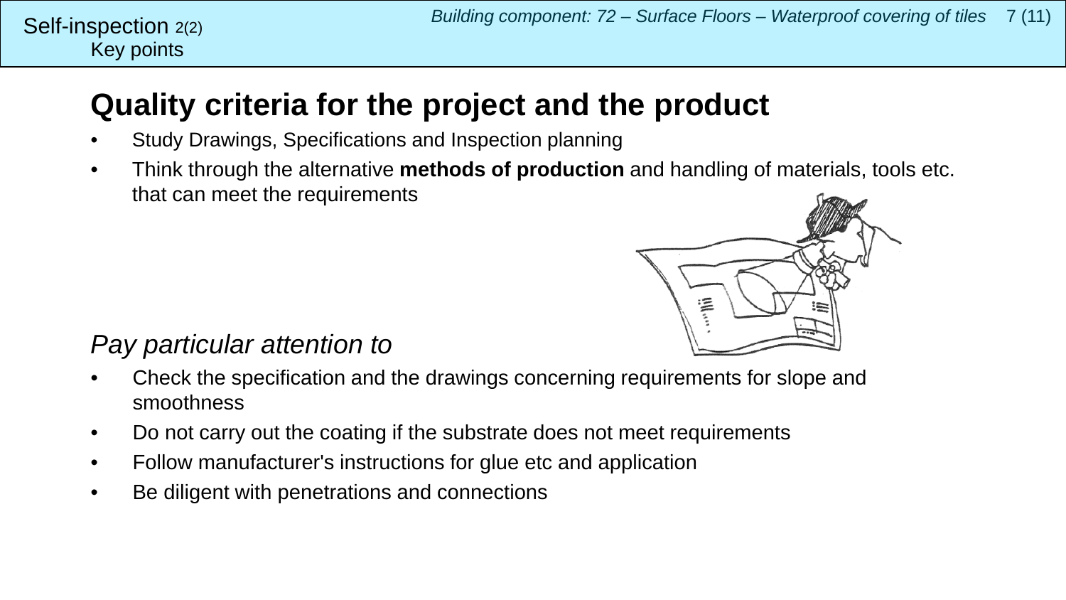Self-inspection 2(2)
Key points

# Quality criteria for the project and the product

- Study Drawings, Specifications and Inspection planning
- Think through the alternative **methods of production** and handling of materials, tools etc. that can meet the requirements

*Pay particular attention to*

- Check the specification and the drawings concerning requirements for slope and smoothness
- Do not carry out the coating if the substrate does not meet requirements
- Follow manufacturer's instructions for glue etc and application
- Be diligent with penetrations and connections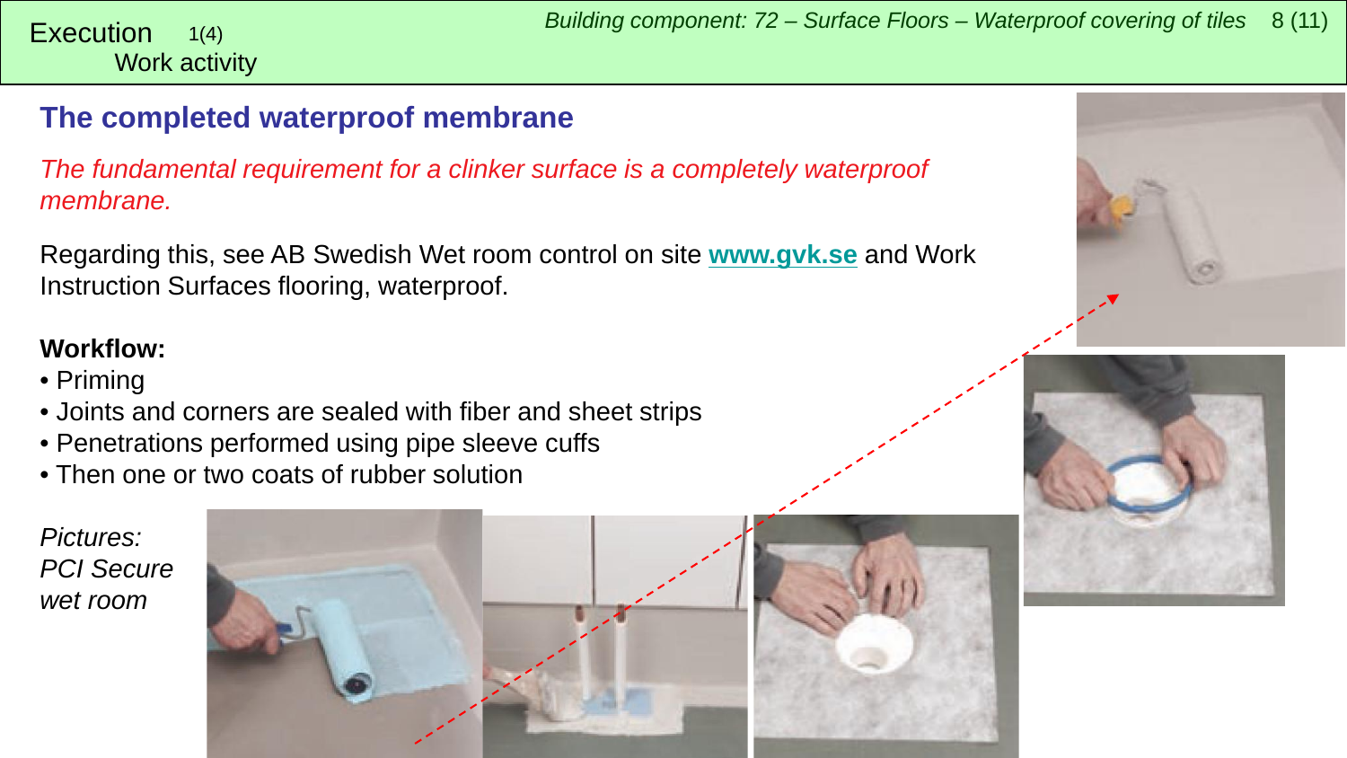Execution 1(4)
Work activity

## The completed waterproof membrane

*The fundamental requirement for a clinker surface is a completely waterproof membrane.*

Regarding this, see AB Swedish Wet room control on site **www.gvk.se** and Work Instruction Surfaces flooring, waterproof.

**Workflow:**

- Priming
- Joints and corners are sealed with fiber and sheet strips
- Penetrations performed using pipe sleeve cuffs
- Then one or two coats of rubber solution

*Pictures: PCI Secure wet room*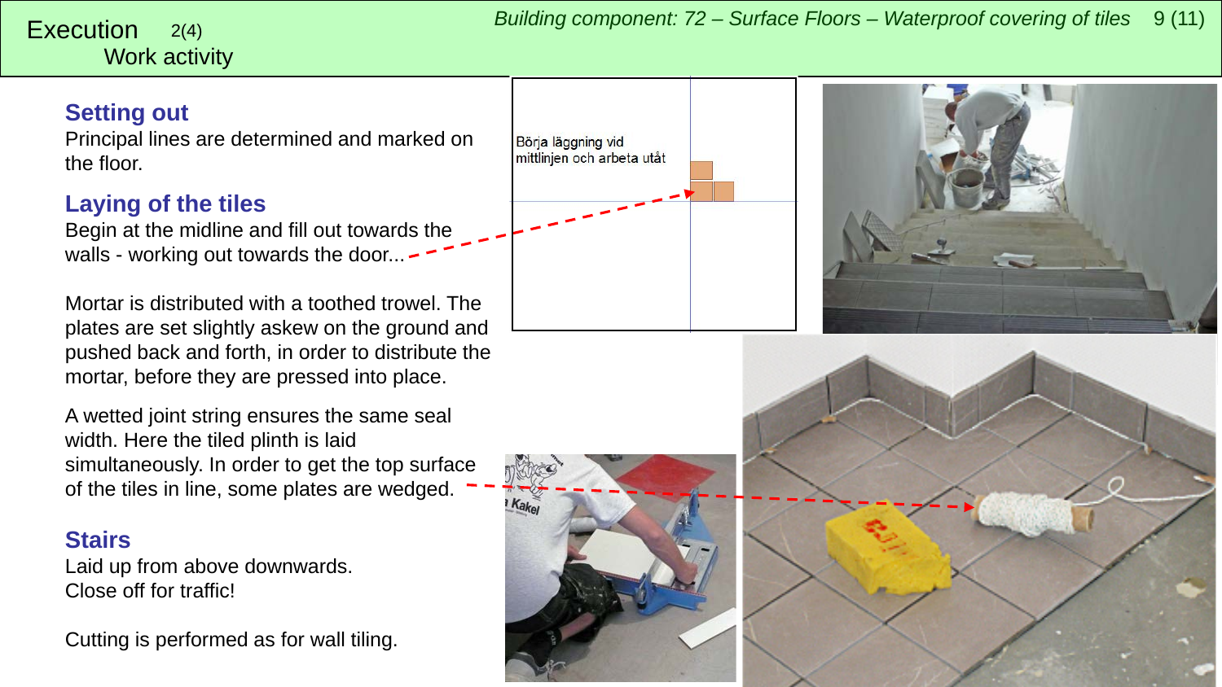# Execution 2(4)

## Work activity

### Setting out

Principal lines are determined and marked on the floor.

### Laying of the tiles

Begin at the midline and fill out towards the walls - working out towards the door...

Börja läggning vid mittlinjen och arbeta utåt

Mortar is distributed with a toothed trowel. The plates are set slightly askew on the ground and pushed back and forth, in order to distribute the mortar, before they are pressed into place.

A wetted joint string ensures the same seal width. Here the tiled plinth is laid simultaneously. In order to get the top surface of the tiles in line, some plates are wedged.

### Stairs

Laid up from above downwards.
Close off for traffic!

Cutting is performed as for wall tiling.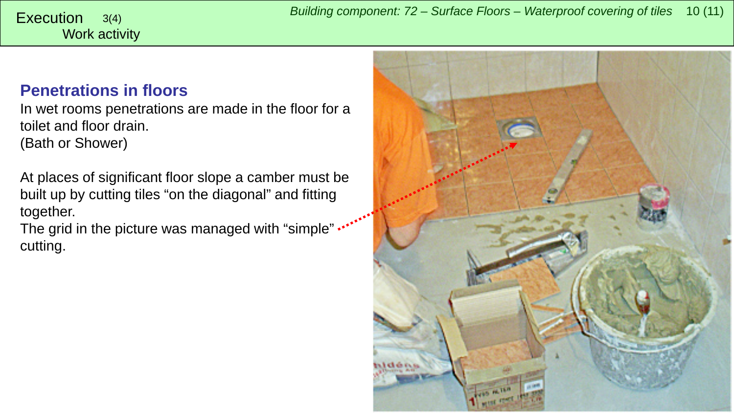Execution 3(4)
Work activity

## Penetrations in floors

In wet rooms penetrations are made in the floor for a toilet and floor drain.
(Bath or Shower)

At places of significant floor slope a camber must be built up by cutting tiles “on the diagonal” and fitting together.
The grid in the picture was managed with “simple” cutting.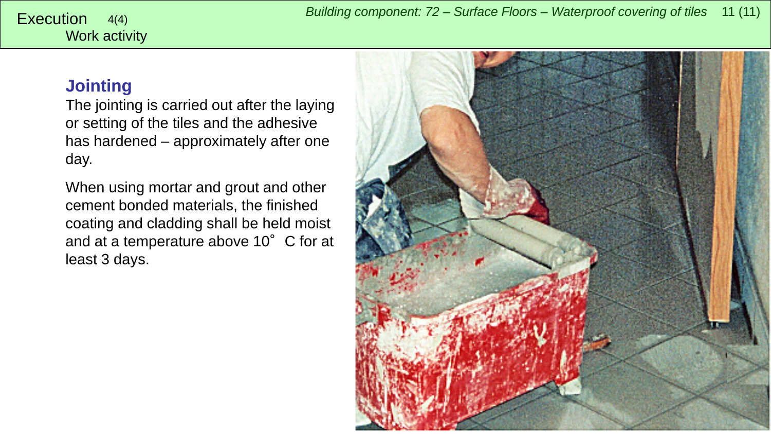Execution 4(4)
Work activity

## Jointing

The jointing is carried out after the laying or setting of the tiles and the adhesive has hardened – approximately after one day.

When using mortar and grout and other cement bonded materials, the finished coating and cladding shall be held moist and at a temperature above 10° C for at least 3 days.